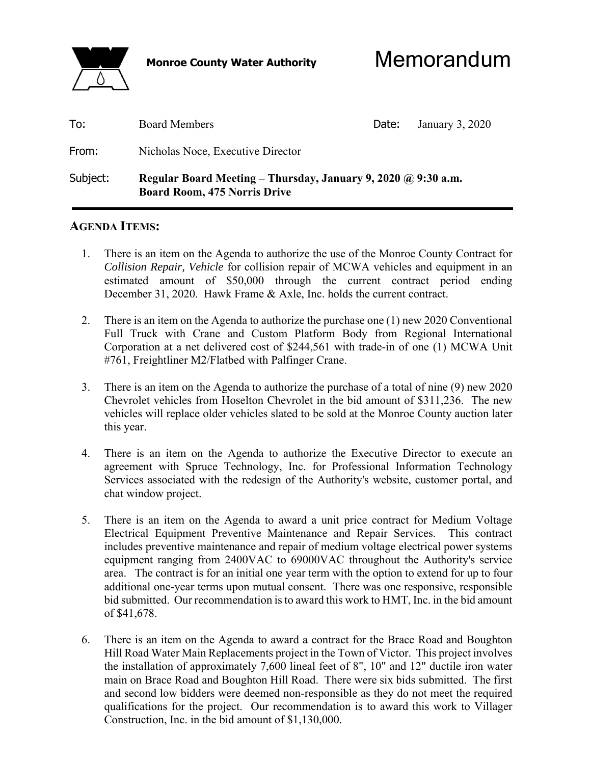**Monroe County Water Authority**

# Memorandum

| | | | |
|---|---|---|---|
| To: | Board Members | Date: | January 3, 2020 |
| From: | Nicholas Noce, Executive Director | | |
| Subject: | **Regular Board Meeting – Thursday, January 9, 2020 @ 9:30 a.m.** **Board Room, 475 Norris Drive** | | |

## AGENDA ITEMS:

1. There is an item on the Agenda to authorize the use of the Monroe County Contract for *Collision Repair, Vehicle* for collision repair of MCWA vehicles and equipment in an estimated amount of $50,000 through the current contract period ending December 31, 2020. Hawk Frame & Axle, Inc. holds the current contract.

2. There is an item on the Agenda to authorize the purchase one (1) new 2020 Conventional Full Truck with Crane and Custom Platform Body from Regional International Corporation at a net delivered cost of $244,561 with trade-in of one (1) MCWA Unit #761, Freightliner M2/Flatbed with Palfinger Crane.

3. There is an item on the Agenda to authorize the purchase of a total of nine (9) new 2020 Chevrolet vehicles from Hoselton Chevrolet in the bid amount of $311,236. The new vehicles will replace older vehicles slated to be sold at the Monroe County auction later this year.

4. There is an item on the Agenda to authorize the Executive Director to execute an agreement with Spruce Technology, Inc. for Professional Information Technology Services associated with the redesign of the Authority's website, customer portal, and chat window project.

5. There is an item on the Agenda to award a unit price contract for Medium Voltage Electrical Equipment Preventive Maintenance and Repair Services. This contract includes preventive maintenance and repair of medium voltage electrical power systems equipment ranging from 2400VAC to 69000VAC throughout the Authority's service area. The contract is for an initial one year term with the option to extend for up to four additional one-year terms upon mutual consent. There was one responsive, responsible bid submitted. Our recommendation is to award this work to HMT, Inc. in the bid amount of $41,678.

6. There is an item on the Agenda to award a contract for the Brace Road and Boughton Hill Road Water Main Replacements project in the Town of Victor. This project involves the installation of approximately 7,600 lineal feet of 8", 10" and 12" ductile iron water main on Brace Road and Boughton Hill Road. There were six bids submitted. The first and second low bidders were deemed non-responsible as they do not meet the required qualifications for the project. Our recommendation is to award this work to Villager Construction, Inc. in the bid amount of $1,130,000.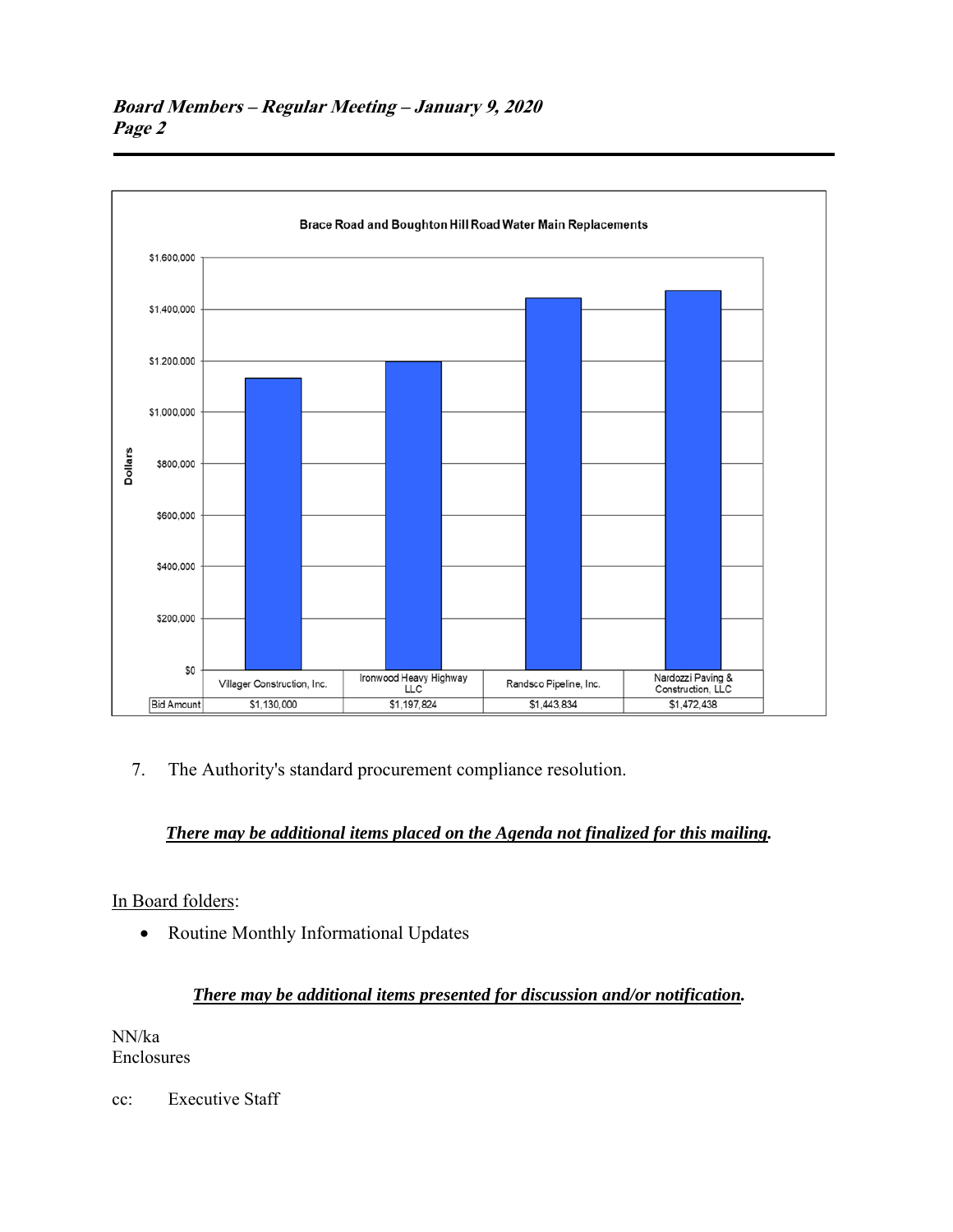Brace Road and Boughton Hill Road Water Main Replacements

$1,600,000
$1,400,000
$1,200,000
$1,000,000
$800,000
$600,000
$400,000
$200,000
$0

Dollars

Villager Construction, Inc.
Ironwood Heavy Highway LLC
Randsco Pipeline, Inc.
Nardozzi Paving & Construction, LLC

Bid Amount
$1,130,000
$1,197,824
$1,443,834
$1,472,438

7. The Authority's standard procurement compliance resolution.

***<u>There may be additional items placed on the Agenda not finalized for this mailing</u>.***

<u>In Board folders</u>:

- Routine Monthly Informational Updates

***<u>There may be additional items presented for discussion and/or notification</u>.***

NN/ka
Enclosures

cc: Executive Staff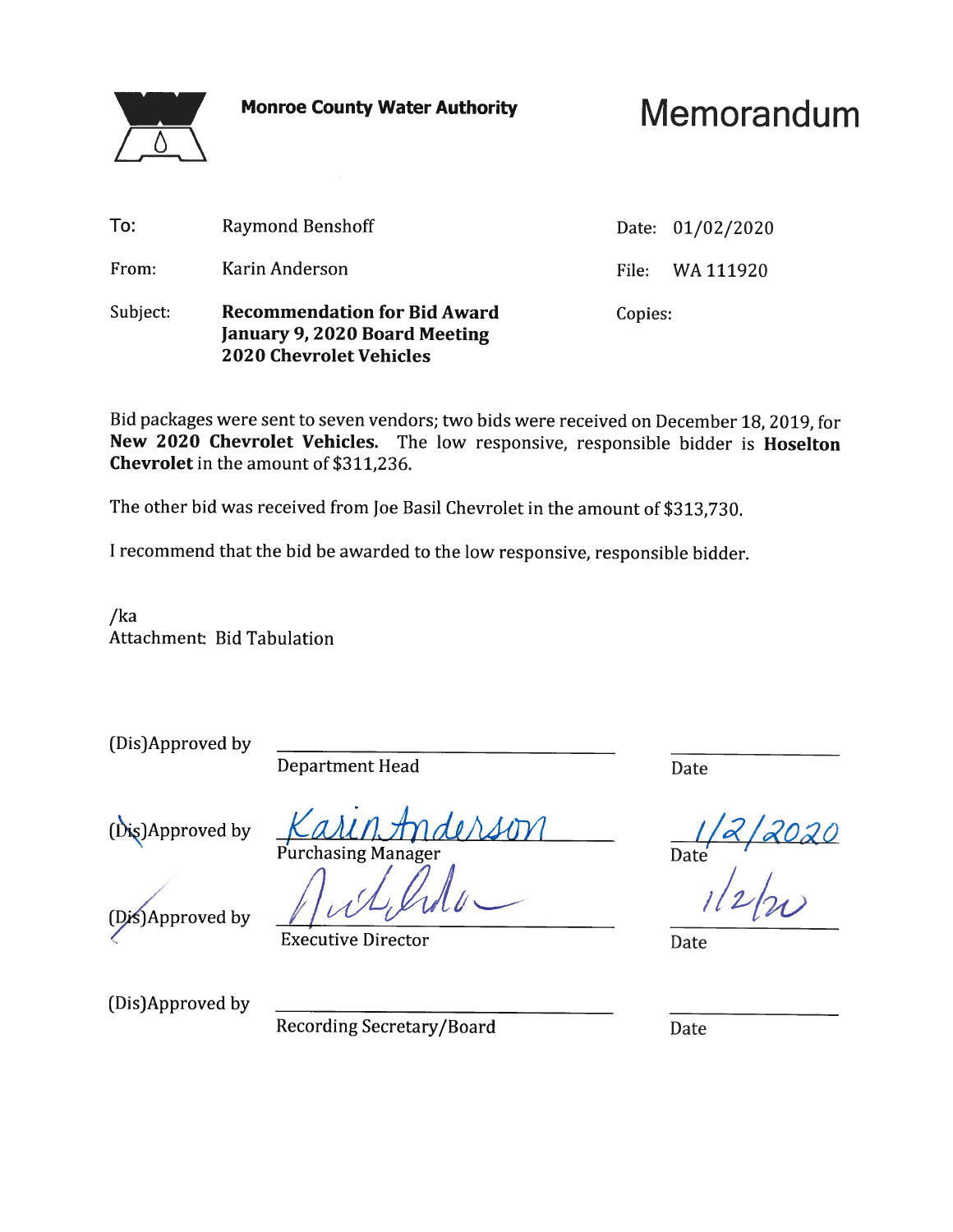**Monroe County Water Authority**

# Memorandum

| | | | |
|---|---|---|---|
| To: | Raymond Benshoff | Date: | 01/02/2020 |
| From: | Karin Anderson | File: | WA 111920 |
| Subject: | **Recommendation for Bid Award**<br>**January 9, 2020 Board Meeting**<br>**2020 Chevrolet Vehicles** | Copies: | |

Bid packages were sent to seven vendors; two bids were received on December 18, 2019, for **New 2020 Chevrolet Vehicles.** The low responsive, responsible bidder is **Hoselton Chevrolet** in the amount of $311,236.

The other bid was received from Joe Basil Chevrolet in the amount of $313,730.

I recommend that the bid be awarded to the low responsive, responsible bidder.

/ka
Attachment: Bid Tabulation

| | | |
|---|---|---|
| (Dis)Approved by | Department Head | Date |
| (~~Dis~~)Approved by | Karin Anderson<br>Purchasing Manager | 1/2/2020<br>Date |
| (~~Dis~~)Approved by | [signature]<br>Executive Director | 1/2/20<br>Date |
| (Dis)Approved by | Recording Secretary/Board | Date |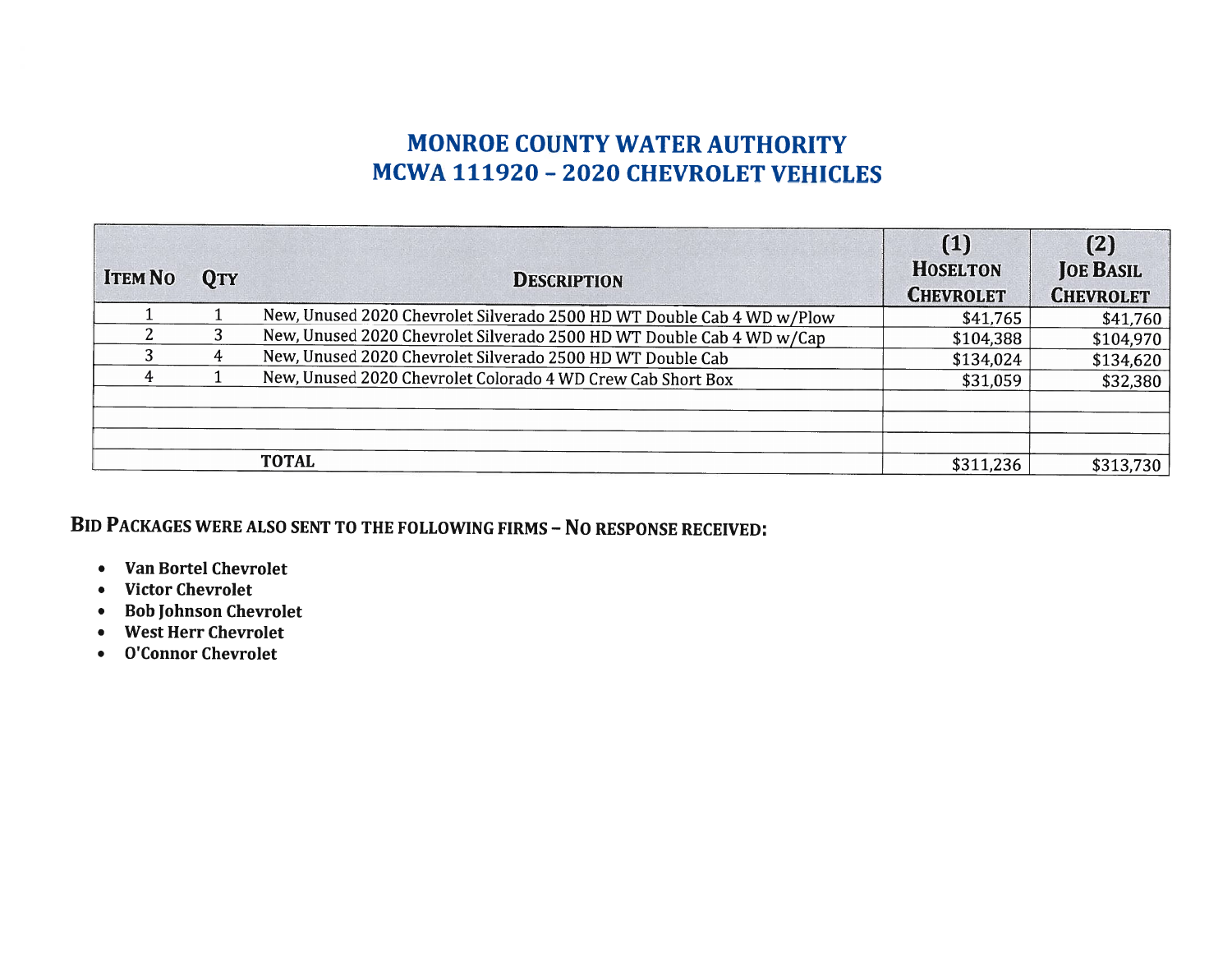# MONROE COUNTY WATER AUTHORITY
## MCWA 111920 – 2020 CHEVROLET VEHICLES

| ITEM NO | QTY | DESCRIPTION | (1) HOSELTON CHEVROLET | (2) JOE BASIL CHEVROLET |
|---|---|---|---|---|
| 1 | 1 | New, Unused 2020 Chevrolet Silverado 2500 HD WT Double Cab 4 WD w/Plow | $41,765 | $41,760 |
| 2 | 3 | New, Unused 2020 Chevrolet Silverado 2500 HD WT Double Cab 4 WD w/Cap | $104,388 | $104,970 |
| 3 | 4 | New, Unused 2020 Chevrolet Silverado 2500 HD WT Double Cab | $134,024 | $134,620 |
| 4 | 1 | New, Unused 2020 Chevrolet Colorado 4 WD Crew Cab Short Box | $31,059 | $32,380 |
| | | | | |
| | | | | |
| | | | | |
| | | TOTAL | $311,236 | $313,730 |

**BID PACKAGES WERE ALSO SENT TO THE FOLLOWING FIRMS – NO RESPONSE RECEIVED:**

- **Van Bortel Chevrolet**
- **Victor Chevrolet**
- **Bob Johnson Chevrolet**
- **West Herr Chevrolet**
- **O'Connor Chevrolet**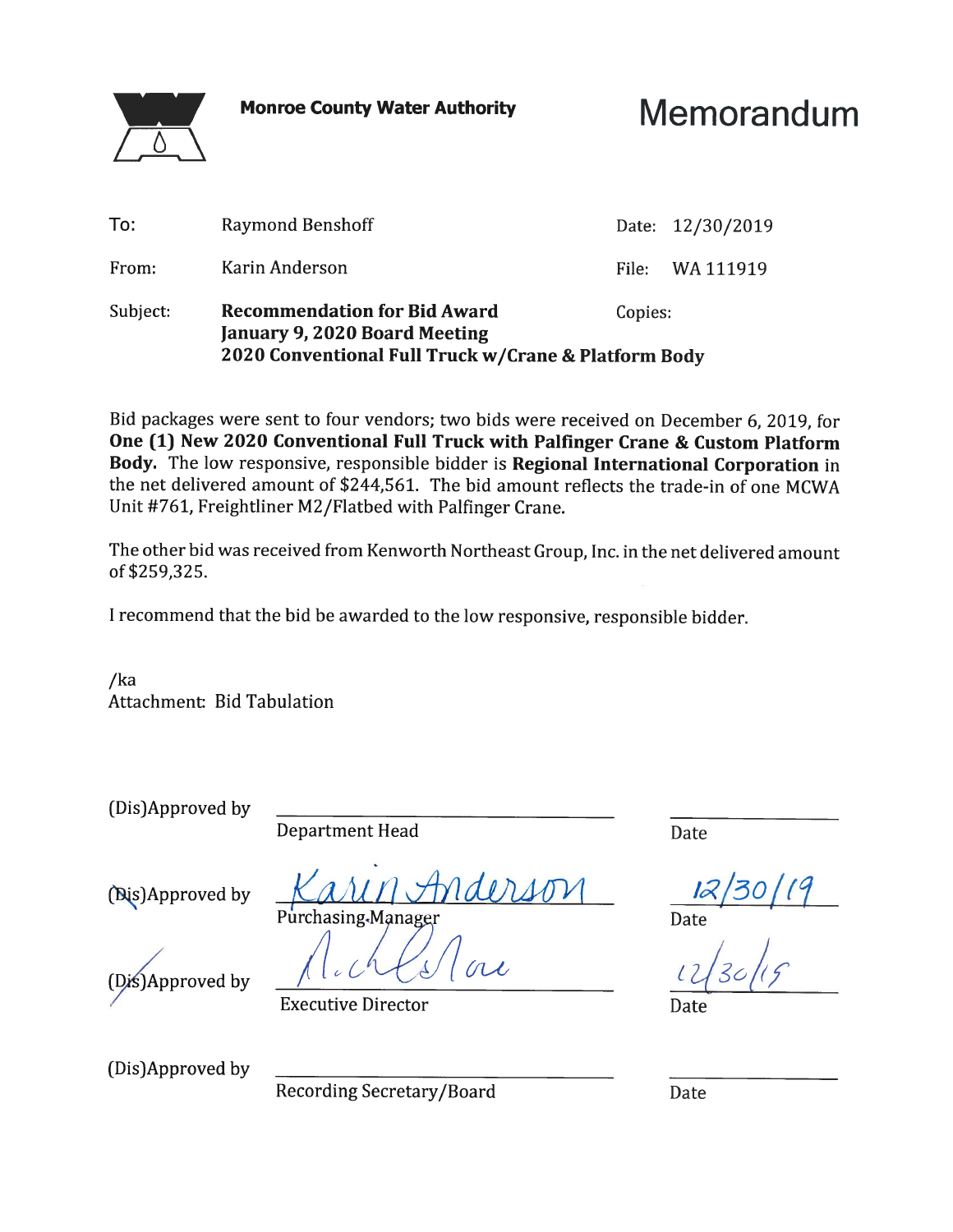**Monroe County Water Authority**

# Memorandum

| | | | |
|---|---|---|---|
| To: | Raymond Benshoff | Date: | 12/30/2019 |
| From: | Karin Anderson | File: | WA 111919 |
| Subject: | **Recommendation for Bid Award**<br>**January 9, 2020 Board Meeting**<br>**2020 Conventional Full Truck w/Crane & Platform Body** | Copies: | |

Bid packages were sent to four vendors; two bids were received on December 6, 2019, for **One (1) New 2020 Conventional Full Truck with Palfinger Crane & Custom Platform Body.** The low responsive, responsible bidder is **Regional International Corporation** in the net delivered amount of $244,561. The bid amount reflects the trade-in of one MCWA Unit #761, Freightliner M2/Flatbed with Palfinger Crane.

The other bid was received from Kenworth Northeast Group, Inc. in the net delivered amount of $259,325.

I recommend that the bid be awarded to the low responsive, responsible bidder.

/ka
Attachment: Bid Tabulation

| | | |
|---|---|---|
| (Dis)Approved by | Department Head | Date |
| (Dis)Approved by | Karin Anderson<br>Purchasing Manager | 12/30/19<br>Date |
| (Dis)Approved by | Nicholas Noce<br>Executive Director | 12/30/19<br>Date |
| (Dis)Approved by | Recording Secretary/Board | Date |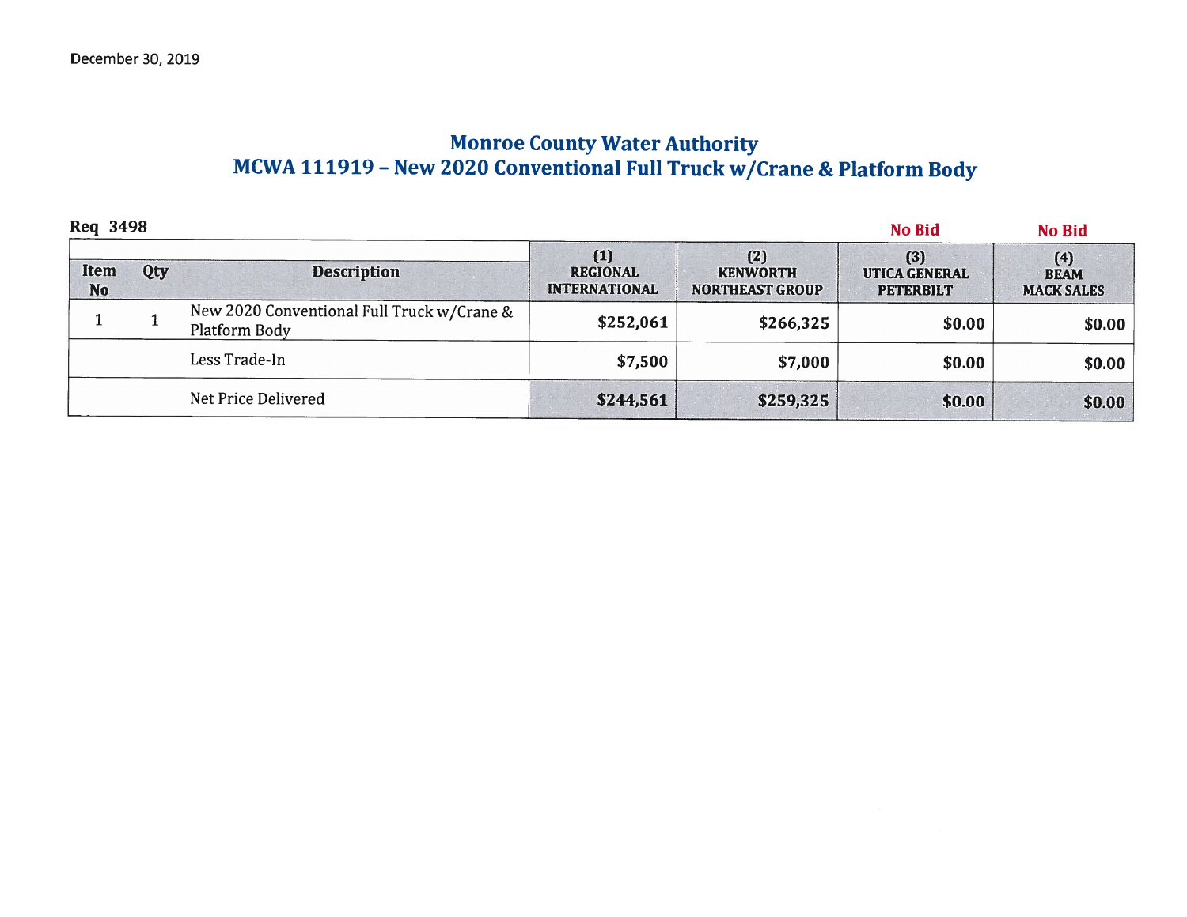December 30, 2019

# Monroe County Water Authority
## MCWA 111919 – New 2020 Conventional Full Truck w/Crane & Platform Body

**Req 3498**

| Item No | Qty | Description | (1) REGIONAL INTERNATIONAL | (2) KENWORTH NORTHEAST GROUP | (3) UTICA GENERAL PETERBILT<br>No Bid | (4) BEAM MACK SALES<br>No Bid |
|---|---|---|---|---|---|---|
| 1 | 1 | New 2020 Conventional Full Truck w/Crane & Platform Body | **$252,061** | **$266,325** | **$0.00** | **$0.00** |
| | | Less Trade-In | **$7,500** | **$7,000** | **$0.00** | **$0.00** |
| | | Net Price Delivered | **$244,561** | **$259,325** | **$0.00** | **$0.00** |